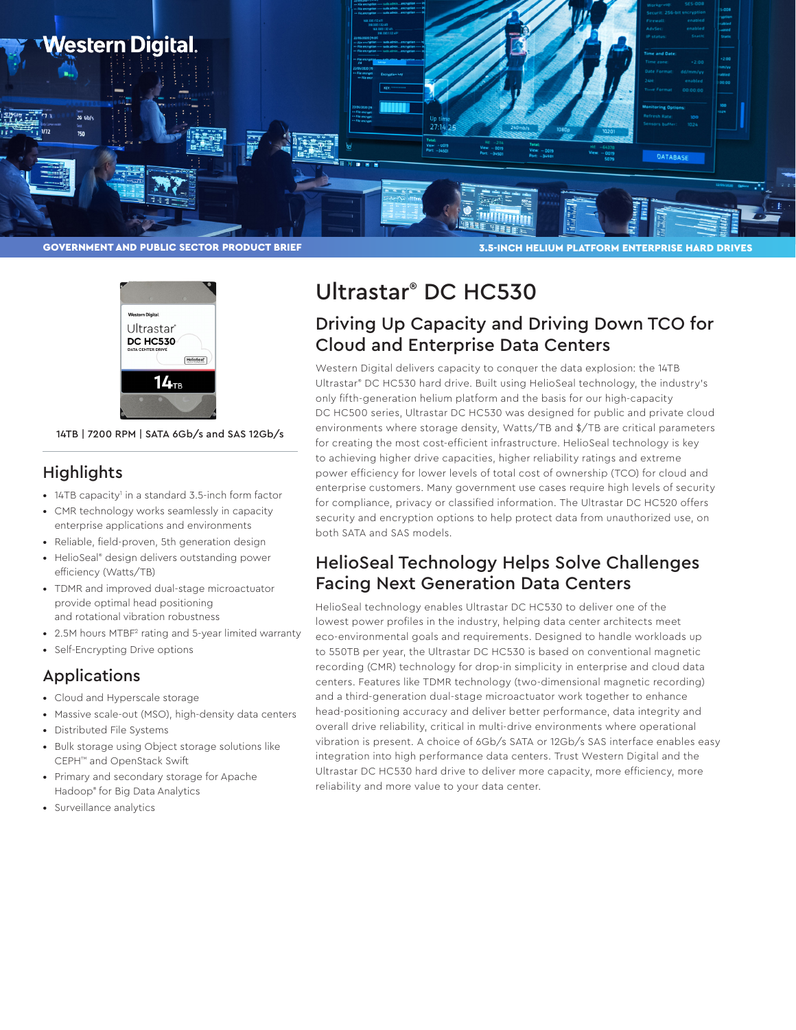Western Digital.

GOVERNMENT AND PUBLIC SECTOR PRODUCT BRIEF

3.5-INCH HELIUM PLATFORM ENTERPRISE HARD DRIVES

14TB | 7200 RPM | SATA 6Gb/s and SAS 12Gb/s

## Highlights

- 14TB capacity[1] in a standard 3.5-inch form factor
- CMR technology works seamlessly in capacity enterprise applications and environments
- Reliable, field-proven, 5th generation design
- HelioSeal® design delivers outstanding power efficiency (Watts/TB)
- TDMR and improved dual-stage microactuator provide optimal head positioning and rotational vibration robustness
- 2.5M hours MTBF[2] rating and 5-year limited warranty
- Self-Encrypting Drive options

## Applications

- Cloud and Hyperscale storage
- Massive scale-out (MSO), high-density data centers
- Distributed File Systems
- Bulk storage using Object storage solutions like CEPH™ and OpenStack Swift
- Primary and secondary storage for Apache Hadoop® for Big Data Analytics
- Surveillance analytics

# Ultrastar® DC HC530

## Driving Up Capacity and Driving Down TCO for Cloud and Enterprise Data Centers

Western Digital delivers capacity to conquer the data explosion: the 14TB Ultrastar® DC HC530 hard drive. Built using HelioSeal technology, the industry's only fifth-generation helium platform and the basis for our high-capacity DC HC500 series, Ultrastar DC HC530 was designed for public and private cloud environments where storage density, Watts/TB and $/TB are critical parameters for creating the most cost-efficient infrastructure. HelioSeal technology is key to achieving higher drive capacities, higher reliability ratings and extreme power efficiency for lower levels of total cost of ownership (TCO) for cloud and enterprise customers. Many government use cases require high levels of security for compliance, privacy or classified information. The Ultrastar DC HC520 offers security and encryption options to help protect data from unauthorized use, on both SATA and SAS models.

## HelioSeal Technology Helps Solve Challenges Facing Next Generation Data Centers

HelioSeal technology enables Ultrastar DC HC530 to deliver one of the lowest power profiles in the industry, helping data center architects meet eco-environmental goals and requirements. Designed to handle workloads up to 550TB per year, the Ultrastar DC HC530 is based on conventional magnetic recording (CMR) technology for drop-in simplicity in enterprise and cloud data centers. Features like TDMR technology (two-dimensional magnetic recording) and a third-generation dual-stage microactuator work together to enhance head-positioning accuracy and deliver better performance, data integrity and overall drive reliability, critical in multi-drive environments where operational vibration is present. A choice of 6Gb/s SATA or 12Gb/s SAS interface enables easy integration into high performance data centers. Trust Western Digital and the Ultrastar DC HC530 hard drive to deliver more capacity, more efficiency, more reliability and more value to your data center.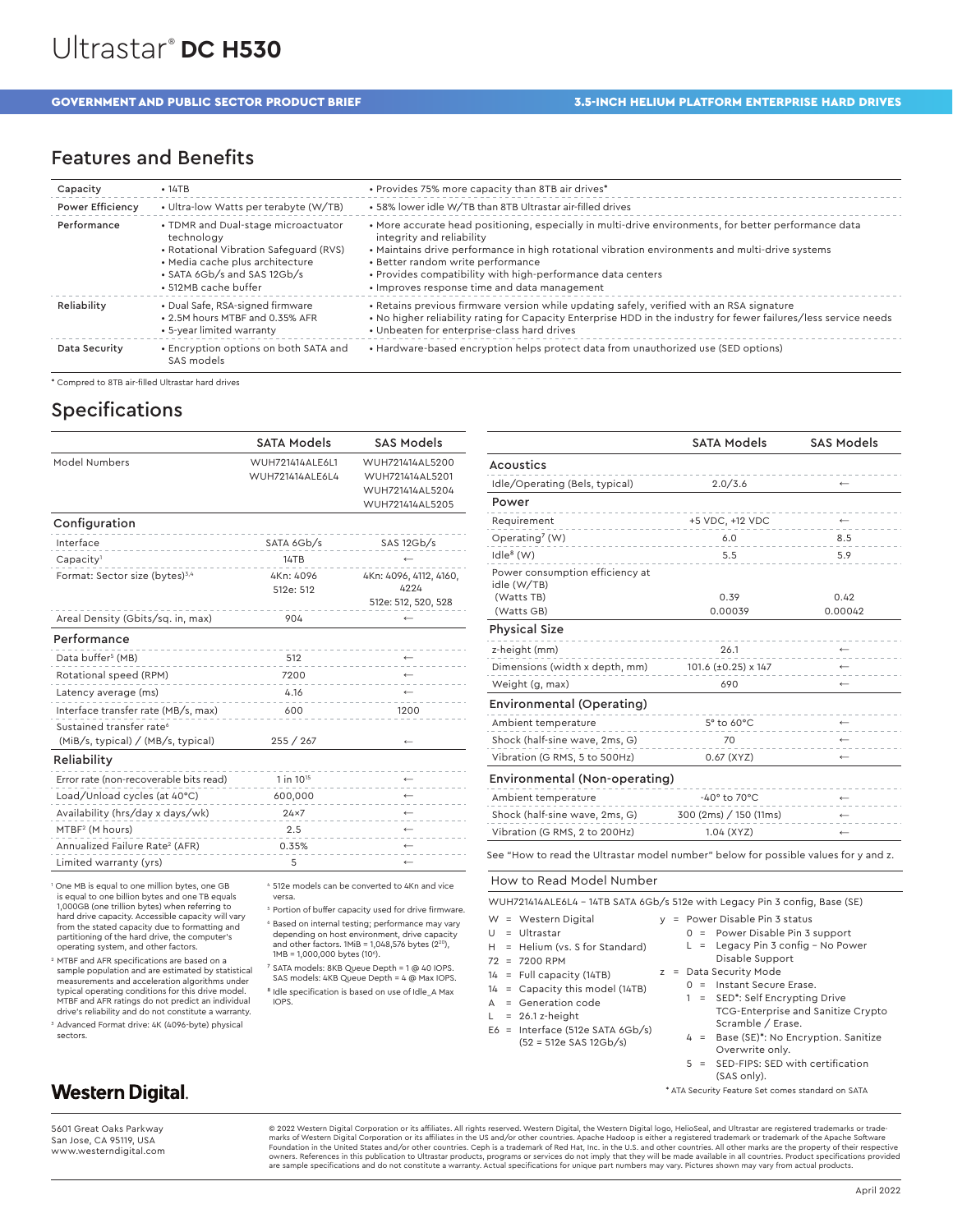# Ultrastar® DC H530

**GOVERNMENT AND PUBLIC SECTOR PRODUCT BRIEF** | **3.5-INCH HELIUM PLATFORM ENTERPRISE HARD DRIVES**

## Features and Benefits

| | | |
|---|---|---|
| Capacity | • 14TB | • Provides 75% more capacity than 8TB air drives* |
| Power Efficiency | • Ultra-low Watts per terabyte (W/TB) | • 58% lower idle W/TB than 8TB Ultrastar air-filled drives |
| Performance | • TDMR and Dual-stage microactuator technology<br>• Rotational Vibration Safeguard (RVS)<br>• Media cache plus architecture<br>• SATA 6Gb/s and SAS 12Gb/s<br>• 512MB cache buffer | • More accurate head positioning, especially in multi-drive environments, for better performance data integrity and reliability<br>• Maintains drive performance in high rotational vibration environments and multi-drive systems<br>• Better random write performance<br>• Provides compatibility with high-performance data centers<br>• Improves response time and data management |
| Reliability | • Dual Safe, RSA-signed firmware<br>• 2.5M hours MTBF and 0.35% AFR<br>• 5-year limited warranty | • Retains previous firmware version while updating safely, verified with an RSA signature<br>• No higher reliability rating for Capacity Enterprise HDD in the industry for fewer failures/less service needs<br>• Unbeaten for enterprise-class hard drives |
| Data Security | • Encryption options on both SATA and SAS models | • Hardware-based encryption helps protect data from unauthorized use (SED options) |

* Compred to 8TB air-filled Ultrastar hard drives

## Specifications

| | SATA Models | SAS Models |
|---|---|---|
| Model Numbers | WUH721414ALE6L1<br>WUH721414ALE6L4 | WUH721414AL5200<br>WUH721414AL5201<br>WUH721414AL5204<br>WUH721414AL5205 |
| **Configuration** | | |
| Interface | SATA 6Gb/s | SAS 12Gb/s |
| Capacity[1] | 14TB | ← |
| Format: Sector size (bytes)[3,4] | 4Kn: 4096<br>512e: 512 | 4Kn: 4096, 4112, 4160, 4224<br>512e: 512, 520, 528 |
| Areal Density (Gbits/sq. in, max) | 904 | ← |
| **Performance** | | |
| Data buffer[5] (MB) | 512 | ← |
| Rotational speed (RPM) | 7200 | ← |
| Latency average (ms) | 4.16 | ← |
| Interface transfer rate (MB/s, max) | 600 | 1200 |
| Sustained transfer rate[6] (MiB/s, typical) / (MB/s, typical) | 255 / 267 | ← |
| **Reliability** | | |
| Error rate (non-recoverable bits read) | 1 in $10^{15}$ | ← |
| Load/Unload cycles (at 40°C) | 600,000 | ← |
| Availability (hrs/day x days/wk) | 24×7 | ← |
| MTBF[2] (M hours) | 2.5 | ← |
| Annualized Failure Rate[2] (AFR) | 0.35% | ← |
| Limited warranty (yrs) | 5 | ← |

| | SATA Models | SAS Models |
|---|---|---|
| **Acoustics** | | |
| Idle/Operating (Bels, typical) | 2.0/3.6 | ← |
| **Power** | | |
| Requirement | +5 VDC, +12 VDC | ← |
| Operating[7] (W) | 6.0 | 8.5 |
| Idle[8] (W) | 5.5 | 5.9 |
| Power consumption efficiency at idle (W/TB)<br>(Watts TB)<br>(Watts GB) | <br>0.39<br>0.00039 | <br>0.42<br>0.00042 |
| **Physical Size** | | |
| z-height (mm) | 26.1 | ← |
| Dimensions (width x depth, mm) | 101.6 (±0.25) x 147 | ← |
| Weight (g, max) | 690 | ← |
| **Environmental (Operating)** | | |
| Ambient temperature | 5° to 60°C | ← |
| Shock (half-sine wave, 2ms, G) | 70 | ← |
| Vibration (G RMS, 5 to 500Hz) | 0.67 (XYZ) | ← |
| **Environmental (Non-operating)** | | |
| Ambient temperature | -40° to 70°C | ← |
| Shock (half-sine wave, 2ms, G) | 300 (2ms) / 150 (11ms) | ← |
| Vibration (G RMS, 2 to 200Hz) | 1.04 (XYZ) | ← |

See "How to read the Ultrastar model number" below for possible values for y and z.

[1] One MB is equal to one million bytes, one GB is equal to one billion bytes and one TB equals 1,000GB (one trillion bytes) when referring to hard drive capacity. Accessible capacity will vary from the stated capacity due to formatting and partitioning of the hard drive, the computer's operating system, and other factors.

[2] MTBF and AFR specifications are based on a sample population and are estimated by statistical measurements and acceleration algorithms under typical operating conditions for this drive model. MTBF and AFR ratings do not predict an individual drive's reliability and do not constitute a warranty.

[3] Advanced Format drive: 4K (4096-byte) physical sectors.

[4] 512e models can be converted to 4Kn and vice versa.

[5] Portion of buffer capacity used for drive firmware.

[6] Based on internal testing; performance may vary depending on host environment, drive capacity and other factors. 1MiB = 1,048,576 bytes ($2^{20}$), 1MB = 1,000,000 bytes ($10^6$).

[7] SATA models: 8KB Queue Depth = 1 @ 40 IOPS. SAS models: 4KB Queue Depth = 4 @ Max IOPS.

[8] Idle specification is based on use of Idle_A Max IOPS.

### How to Read Model Number

WUH721414ALE6L4 – 14TB SATA 6Gb/s 512e with Legacy Pin 3 config, Base (SE)

- W = Western Digital
- U = Ultrastar
- H = Helium (vs. S for Standard)
- 72 = 7200 RPM
- 14 = Full capacity (14TB)
- 14 = Capacity this model (14TB)
- A = Generation code
- L = 26.1 z-height
- E6 = Interface (512e SATA 6Gb/s) (52 = 512e SAS 12Gb/s)
- y = Power Disable Pin 3 status
  - 0 = Power Disable Pin 3 support
  - L = Legacy Pin 3 config – No Power Disable Support
- z = Data Security Mode
  - 0 = Instant Secure Erase.
  - 1 = SED*: Self Encrypting Drive TCG-Enterprise and Sanitize Crypto Scramble / Erase.
  - 4 = Base (SE)*: No Encryption. Sanitize Overwrite only.
  - 5 = SED-FIPS: SED with certification (SAS only).

* ATA Security Feature Set comes standard on SATA

**Western Digital.**

5601 Great Oaks Parkway
San Jose, CA 95119, USA
www.westerndigital.com

© 2022 Western Digital Corporation or its affiliates. All rights reserved. Western Digital, the Western Digital logo, HelioSeal, and Ultrastar are registered trademarks or trademarks of Western Digital Corporation or its affiliates in the US and/or other countries. Apache Hadoop is either a registered trademark or trademark of the Apache Software Foundation in the United States and/or other countries. Ceph is a trademark of Red Hat, Inc. in the U.S. and other countries. All other marks are the property of their respective owners. References in this publication to Ultrastar products, programs or services do not imply that they will be made available in all countries. Product specifications provided are sample specifications and do not constitute a warranty. Actual specifications for unique part numbers may vary. Pictures shown may vary from actual products.

April 2022